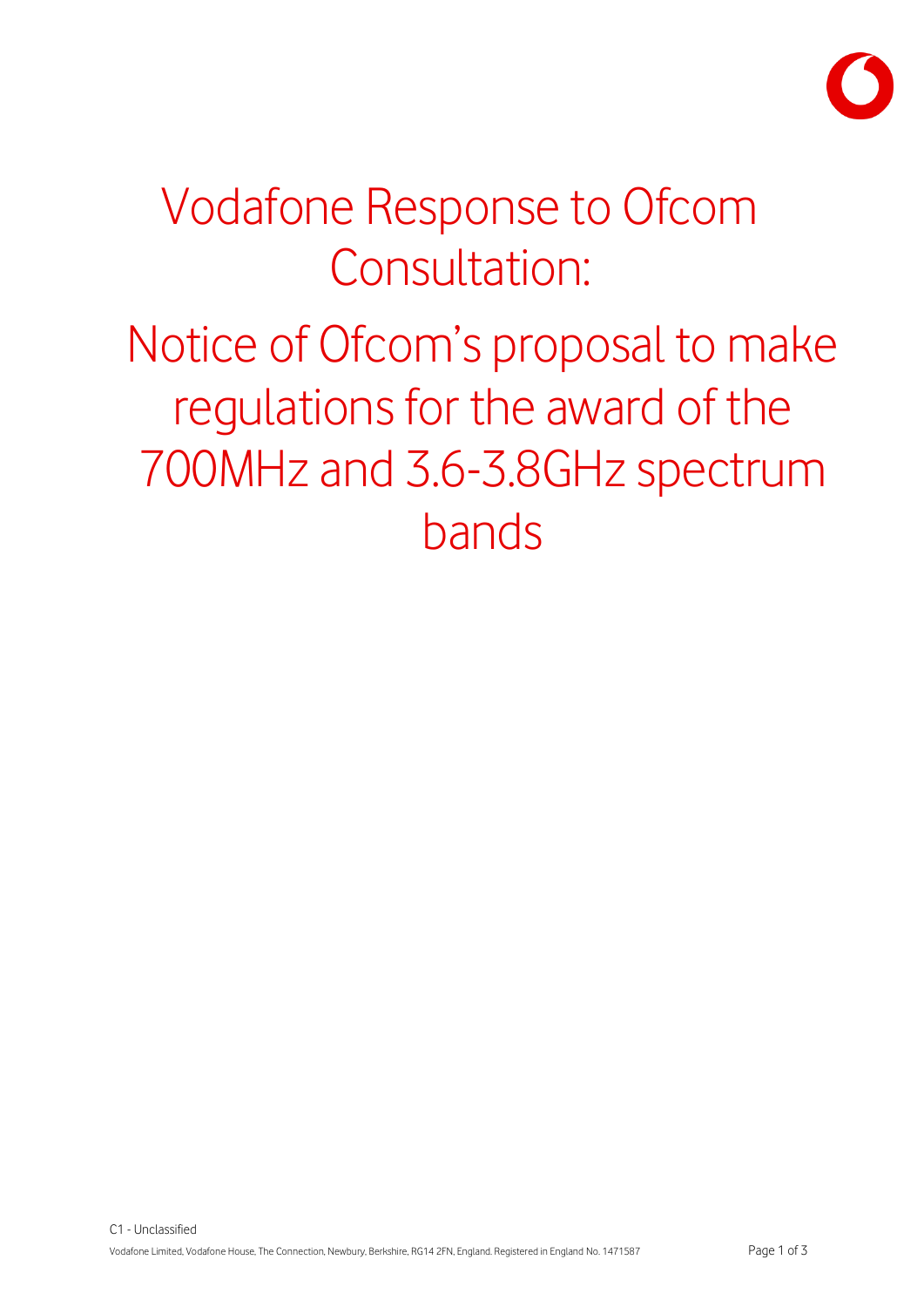# Vodafone Response to Ofcom Consultation:

# Notice of Ofcom's proposal to make regulations for the award of the 700MHz and 3.6-3.8GHz spectrum bands

C1 - Unclassified

Vodafone Limited, Vodafone House, The Connection, Newbury, Berkshire, RG14 2FN, England. Registered in England No. 1471587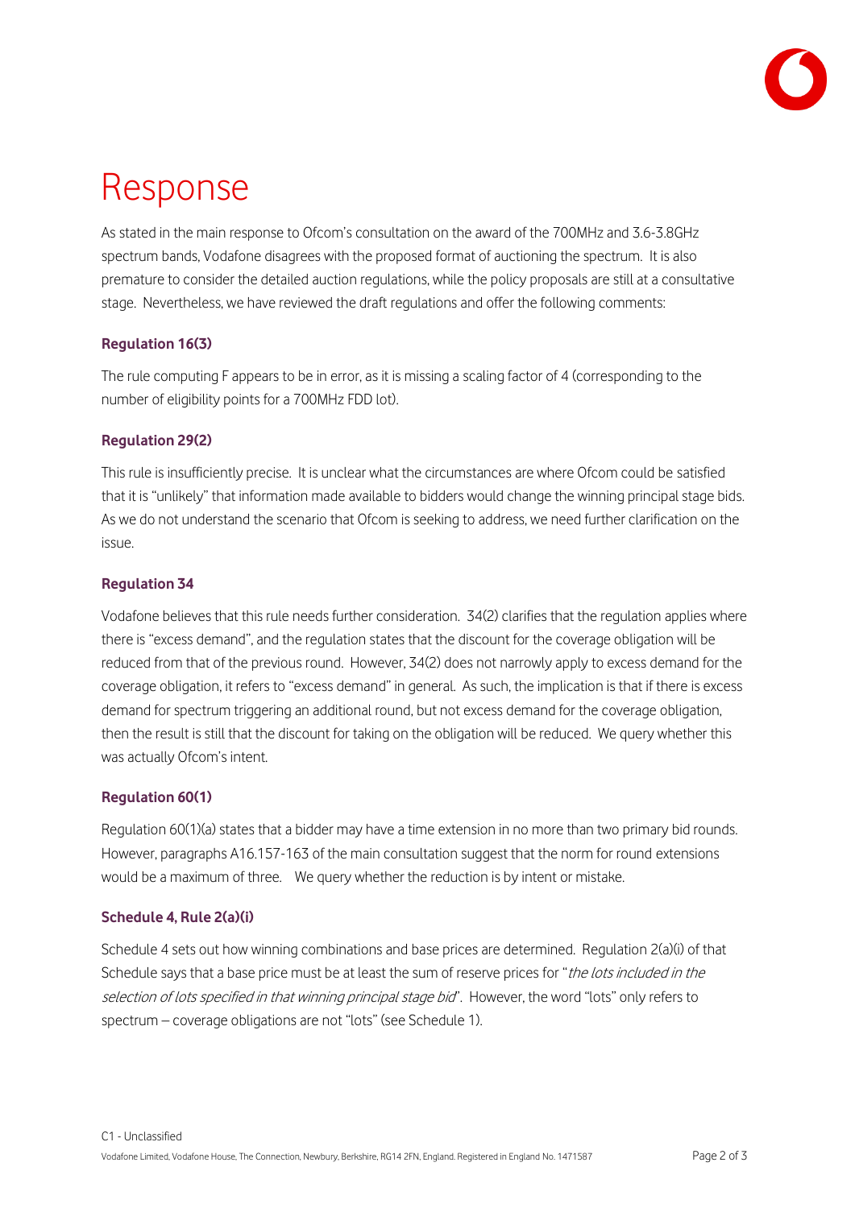# Response

As stated in the main response to Ofcom's consultation on the award of the 700MHz and 3.6-3.8GHz spectrum bands, Vodafone disagrees with the proposed format of auctioning the spectrum. It is also premature to consider the detailed auction regulations, while the policy proposals are still at a consultative stage. Nevertheless, we have reviewed the draft regulations and offer the following comments:

### Regulation 16(3)

The rule computing F appears to be in error, as it is missing a scaling factor of 4 (corresponding to the number of eligibility points for a 700MHz FDD lot).

### Regulation 29(2)

This rule is insufficiently precise. It is unclear what the circumstances are where Ofcom could be satisfied that it is "unlikely" that information made available to bidders would change the winning principal stage bids. As we do not understand the scenario that Ofcom is seeking to address, we need further clarification on the issue.

### Regulation 34

Vodafone believes that this rule needs further consideration. 34(2) clarifies that the regulation applies where there is "excess demand", and the regulation states that the discount for the coverage obligation will be reduced from that of the previous round. However, 34(2) does not narrowly apply to excess demand for the coverage obligation, it refers to "excess demand" in general. As such, the implication is that if there is excess demand for spectrum triggering an additional round, but not excess demand for the coverage obligation, then the result is still that the discount for taking on the obligation will be reduced. We query whether this was actually Ofcom's intent.

### Regulation 60(1)

Regulation 60(1)(a) states that a bidder may have a time extension in no more than two primary bid rounds. However, paragraphs A16.157-163 of the main consultation suggest that the norm for round extensions would be a maximum of three. We query whether the reduction is by intent or mistake.

### Schedule 4, Rule 2(a)(i)

Schedule 4 sets out how winning combinations and base prices are determined. Regulation 2(a)(i) of that Schedule says that a base price must be at least the sum of reserve prices for "*the lots included in the selection of lots specified in that winning principal stage bid*". However, the word "lots" only refers to spectrum – coverage obligations are not "lots" (see Schedule 1).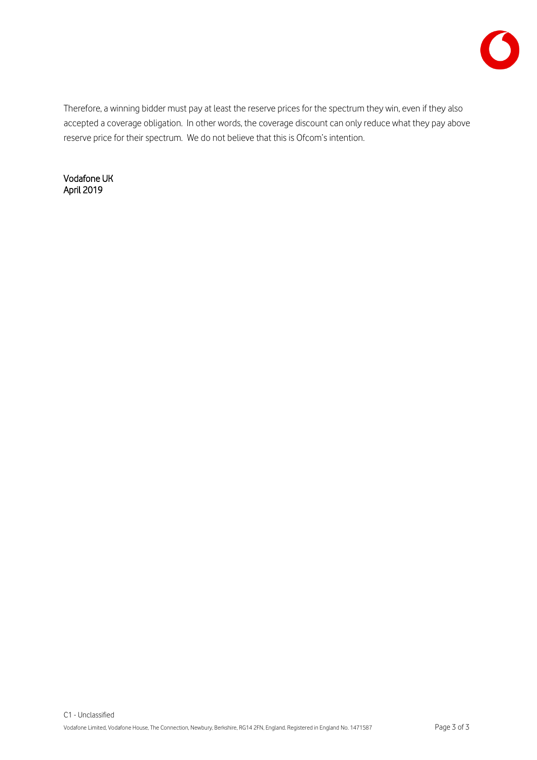Therefore, a winning bidder must pay at least the reserve prices for the spectrum they win, even if they also accepted a coverage obligation. In other words, the coverage discount can only reduce what they pay above reserve price for their spectrum. We do not believe that this is Ofcom's intention.

Vodafone UK
April 2019